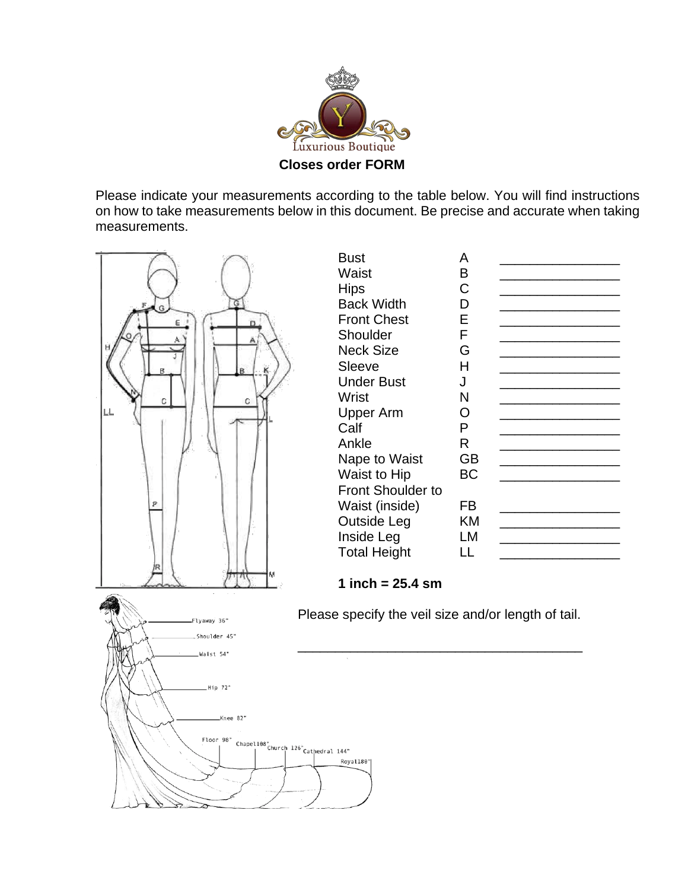Luxurious Boutique

**Closes order FORM**

Please indicate your measurements according to the table below. You will find instructions on how to take measurements below in this document. Be precise and accurate when taking measurements.

| | | |
|---|---|---|
| Bust | A | ________________ |
| Waist | B | ________________ |
| Hips | C | ________________ |
| Back Width | D | ________________ |
| Front Chest | E | ________________ |
| Shoulder | F | ________________ |
| Neck Size | G | ________________ |
| Sleeve | H | ________________ |
| Under Bust | J | ________________ |
| Wrist | N | ________________ |
| Upper Arm | O | ________________ |
| Calf | P | ________________ |
| Ankle | R | ________________ |
| Nape to Waist | GB | ________________ |
| Waist to Hip | BC | ________________ |
| Front Shoulder to Waist (inside) | FB | ________________ |
| Outside Leg | KM | ________________ |
| Inside Leg | LM | ________________ |
| Total Height | LL | ________________ |

**1 inch = 25.4 sm**

Please specify the veil size and/or length of tail.

________________________________________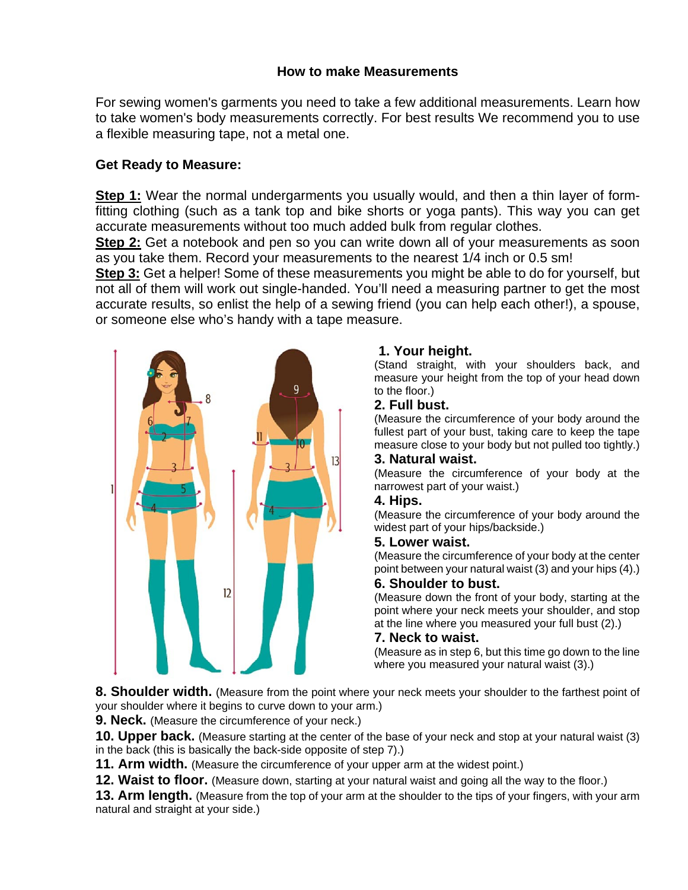## How to make Measurements

For sewing women's garments you need to take a few additional measurements. Learn how to take women's body measurements correctly. For best results We recommend you to use a flexible measuring tape, not a metal one.

### Get Ready to Measure:

**Step 1:** Wear the normal undergarments you usually would, and then a thin layer of form-fitting clothing (such as a tank top and bike shorts or yoga pants). This way you can get accurate measurements without too much added bulk from regular clothes.

**Step 2:** Get a notebook and pen so you can write down all of your measurements as soon as you take them. Record your measurements to the nearest 1/4 inch or 0.5 sm!

**Step 3:** Get a helper! Some of these measurements you might be able to do for yourself, but not all of them will work out single-handed. You'll need a measuring partner to get the most accurate results, so enlist the help of a sewing friend (you can help each other!), a spouse, or someone else who's handy with a tape measure.

**1. Your height.**
(Stand straight, with your shoulders back, and measure your height from the top of your head down to the floor.)

**2. Full bust.**
(Measure the circumference of your body around the fullest part of your bust, taking care to keep the tape measure close to your body but not pulled too tightly.)

**3. Natural waist.**
(Measure the circumference of your body at the narrowest part of your waist.)

**4. Hips.**
(Measure the circumference of your body around the widest part of your hips/backside.)

**5. Lower waist.**
(Measure the circumference of your body at the center point between your natural waist (3) and your hips (4).)

**6. Shoulder to bust.**
(Measure down the front of your body, starting at the point where your neck meets your shoulder, and stop at the line where you measured your full bust (2).)

**7. Neck to waist.**
(Measure as in step 6, but this time go down to the line where you measured your natural waist (3).)

**8. Shoulder width.** (Measure from the point where your neck meets your shoulder to the farthest point of your shoulder where it begins to curve down to your arm.)

**9. Neck.** (Measure the circumference of your neck.)

**10. Upper back.** (Measure starting at the center of the base of your neck and stop at your natural waist (3) in the back (this is basically the back-side opposite of step 7).)

**11. Arm width.** (Measure the circumference of your upper arm at the widest point.)

**12. Waist to floor.** (Measure down, starting at your natural waist and going all the way to the floor.)

**13. Arm length.** (Measure from the top of your arm at the shoulder to the tips of your fingers, with your arm natural and straight at your side.)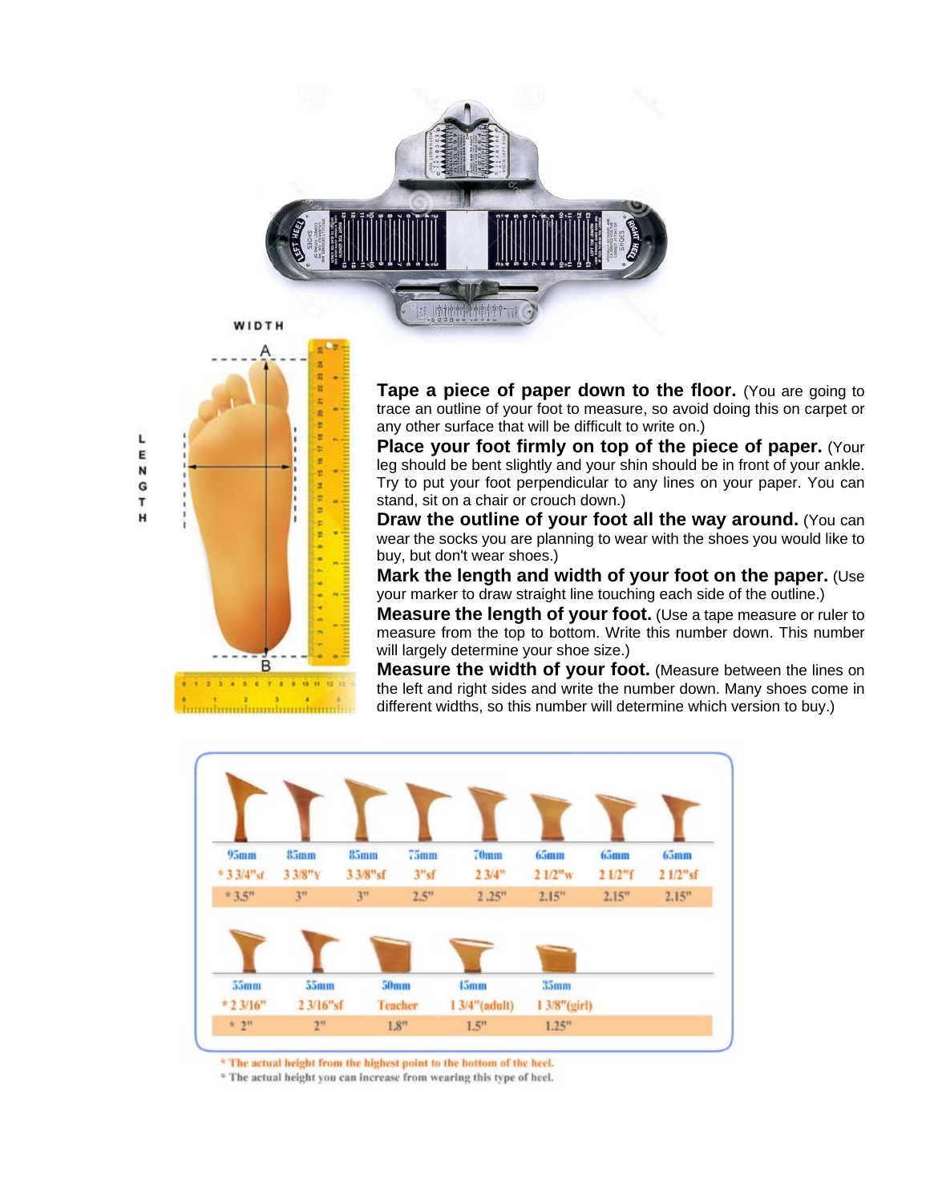WIDTH

LENGTH

**Tape a piece of paper down to the floor.** (You are going to trace an outline of your foot to measure, so avoid doing this on carpet or any other surface that will be difficult to write on.)

**Place your foot firmly on top of the piece of paper.** (Your leg should be bent slightly and your shin should be in front of your ankle. Try to put your foot perpendicular to any lines on your paper. You can stand, sit on a chair or crouch down.)

**Draw the outline of your foot all the way around.** (You can wear the socks you are planning to wear with the shoes you would like to buy, but don't wear shoes.)

**Mark the length and width of your foot on the paper.** (Use your marker to draw straight line touching each side of the outline.)

**Measure the length of your foot.** (Use a tape measure or ruler to measure from the top to bottom. Write this number down. This number will largely determine your shoe size.)

**Measure the width of your foot.** (Measure between the lines on the left and right sides and write the number down. Many shoes come in different widths, so this number will determine which version to buy.)

| 95mm | 85mm | 85mm | 75mm | 70mm | 65mm | 65mm | 65mm |
|---|---|---|---|---|---|---|---|
| * 3 3/4"sf | 3 3/8"Y | 3 3/8"sf | 3"sf | 2 3/4" | 2 1/2"w | 2 1/2"f | 2 1/2"sf |
| * 3.5" | 3" | 3" | 2.5" | 2.25" | 2.15" | 2.15" | 2.15" |

| 55mm | 55mm | 50mm | 45mm | 35mm |
|---|---|---|---|---|
| * 2 3/16" | 2 3/16"sf | Teacher | 1 3/4"(adult) | 1 3/8"(girl) |
| * 2" | 2" | 1.8" | 1.5" | 1.25" |

* The actual height from the highest point to the bottom of the heel.
* The actual height you can increase from wearing this type of heel.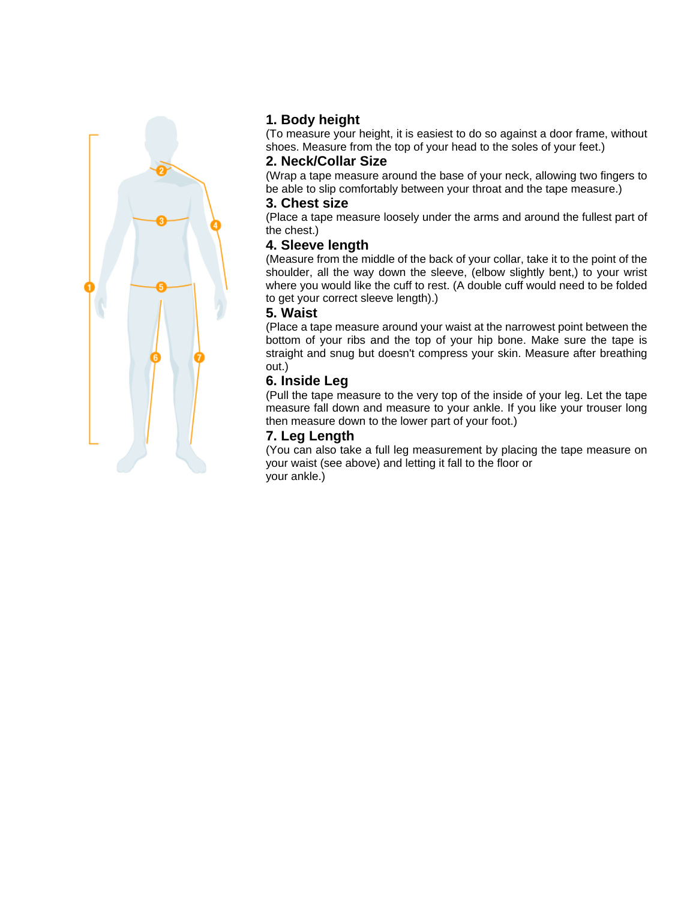**1. Body height**

(To measure your height, it is easiest to do so against a door frame, without shoes. Measure from the top of your head to the soles of your feet.)

**2. Neck/Collar Size**

(Wrap a tape measure around the base of your neck, allowing two fingers to be able to slip comfortably between your throat and the tape measure.)

**3. Chest size**

(Place a tape measure loosely under the arms and around the fullest part of the chest.)

**4. Sleeve length**

(Measure from the middle of the back of your collar, take it to the point of the shoulder, all the way down the sleeve, (elbow slightly bent,) to your wrist where you would like the cuff to rest. (A double cuff would need to be folded to get your correct sleeve length).)

**5. Waist**

(Place a tape measure around your waist at the narrowest point between the bottom of your ribs and the top of your hip bone. Make sure the tape is straight and snug but doesn't compress your skin. Measure after breathing out.)

**6. Inside Leg**

(Pull the tape measure to the very top of the inside of your leg. Let the tape measure fall down and measure to your ankle. If you like your trouser long then measure down to the lower part of your foot.)

**7. Leg Length**

(You can also take a full leg measurement by placing the tape measure on your waist (see above) and letting it fall to the floor or your ankle.)